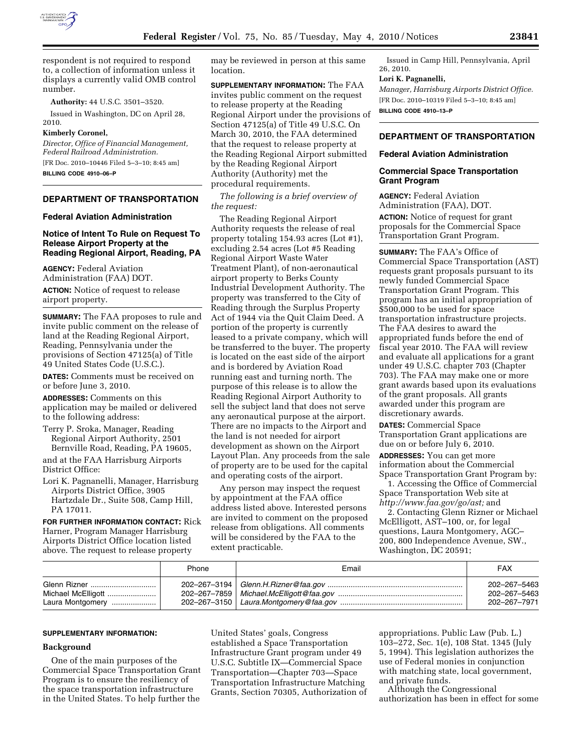respondent is not required to respond to, a collection of information unless it displays a currently valid OMB control number.

**Authority:** 44 U.S.C. 3501–3520.

Issued in Washington, DC on April 28, 2010.

**Kimberly Coronel,**

*Director, Office of Financial Management, Federal Railroad Administration.*

[FR Doc. 2010–10446 Filed 5–3–10; 8:45 am]

**BILLING CODE 4910–06–P**

## DEPARTMENT OF TRANSPORTATION

### Federal Aviation Administration

### Notice of Intent To Rule on Request To Release Airport Property at the Reading Regional Airport, Reading, PA

**AGENCY:** Federal Aviation Administration (FAA) DOT.

**ACTION:** Notice of request to release airport property.

**SUMMARY:** The FAA proposes to rule and invite public comment on the release of land at the Reading Regional Airport, Reading, Pennsylvania under the provisions of Section 47125(a) of Title 49 United States Code (U.S.C.).

**DATES:** Comments must be received on or before June 3, 2010.

**ADDRESSES:** Comments on this application may be mailed or delivered to the following address:

Terry P. Sroka, Manager, Reading Regional Airport Authority, 2501 Bernville Road, Reading, PA 19605,

and at the FAA Harrisburg Airports District Office:

Lori K. Pagnanelli, Manager, Harrisburg Airports District Office, 3905 Hartzdale Dr., Suite 508, Camp Hill, PA 17011.

**FOR FURTHER INFORMATION CONTACT:** Rick Harner, Program Manager Harrisburg Airports District Office location listed above. The request to release property may be reviewed in person at this same location.

**SUPPLEMENTARY INFORMATION:** The FAA invites public comment on the request to release property at the Reading Regional Airport under the provisions of Section 47125(a) of Title 49 U.S.C. On March 30, 2010, the FAA determined that the request to release property at the Reading Regional Airport submitted by the Reading Regional Airport Authority (Authority) met the procedural requirements.

*The following is a brief overview of the request:*

The Reading Regional Airport Authority requests the release of real property totaling 154.93 acres (Lot #1), excluding 2.54 acres (Lot #5 Reading Regional Airport Waste Water Treatment Plant), of non-aeronautical airport property to Berks County Industrial Development Authority. The property was transferred to the City of Reading through the Surplus Property Act of 1944 via the Quit Claim Deed. A portion of the property is currently leased to a private company, which will be transferred to the buyer. The property is located on the east side of the airport and is bordered by Aviation Road running east and turning north. The purpose of this release is to allow the Reading Regional Airport Authority to sell the subject land that does not serve any aeronautical purpose at the airport. There are no impacts to the Airport and the land is not needed for airport development as shown on the Airport Layout Plan. Any proceeds from the sale of property are to be used for the capital and operating costs of the airport.

Any person may inspect the request by appointment at the FAA office address listed above. Interested persons are invited to comment on the proposed release from obligations. All comments will be considered by the FAA to the extent practicable.

Issued in Camp Hill, Pennsylvania, April 26, 2010.

**Lori K. Pagnanelli,**

*Manager, Harrisburg Airports District Office.*

[FR Doc. 2010–10319 Filed 5–3–10; 8:45 am]

**BILLING CODE 4910–13–P**

## DEPARTMENT OF TRANSPORTATION

### Federal Aviation Administration

### Commercial Space Transportation Grant Program

**AGENCY:** Federal Aviation Administration (FAA), DOT.

**ACTION:** Notice of request for grant proposals for the Commercial Space Transportation Grant Program.

**SUMMARY:** The FAA's Office of Commercial Space Transportation (AST) requests grant proposals pursuant to its newly funded Commercial Space Transportation Grant Program. This program has an initial appropriation of $500,000 to be used for space transportation infrastructure projects. The FAA desires to award the appropriated funds before the end of fiscal year 2010. The FAA will review and evaluate all applications for a grant under 49 U.S.C. chapter 703 (Chapter 703). The FAA may make one or more grant awards based upon its evaluations of the grant proposals. All grants awarded under this program are discretionary awards.

**DATES:** Commercial Space Transportation Grant applications are due on or before July 6, 2010.

**ADDRESSES:** You can get more information about the Commercial Space Transportation Grant Program by:

1. Accessing the Office of Commercial Space Transportation Web site at *http://www.faa.gov/go/ast;* and
2. Contacting Glenn Rizner or Michael McElligott, AST–100, or, for legal questions, Laura Montgomery, AGC–200, 800 Independence Avenue, SW., Washington, DC 20591;

| | Phone | Email | FAX |
|---|---|---|---|
| Glenn Rizner | 202–267–3194 | *Glenn.H.Rizner@faa.gov* | 202–267–5463 |
| Michael McElligott | 202–267–7859 | *Michael.McElligott@faa.gov* | 202–267–5463 |
| Laura Montgomery | 202–267–3150 | *Laura.Montgomery@faa.gov* | 202–267–7971 |

**SUPPLEMENTARY INFORMATION:**

### Background

One of the main purposes of the Commercial Space Transportation Grant Program is to ensure the resiliency of the space transportation infrastructure in the United States. To help further the United States' goals, Congress established a Space Transportation Infrastructure Grant program under 49 U.S.C. Subtitle IX—Commercial Space Transportation—Chapter 703—Space Transportation Infrastructure Matching Grants, Section 70305, Authorization of appropriations. Public Law (Pub. L.) 103–272, Sec. 1(e), 108 Stat. 1345 (July 5, 1994). This legislation authorizes the use of Federal monies in conjunction with matching state, local government, and private funds.

Although the Congressional authorization has been in effect for some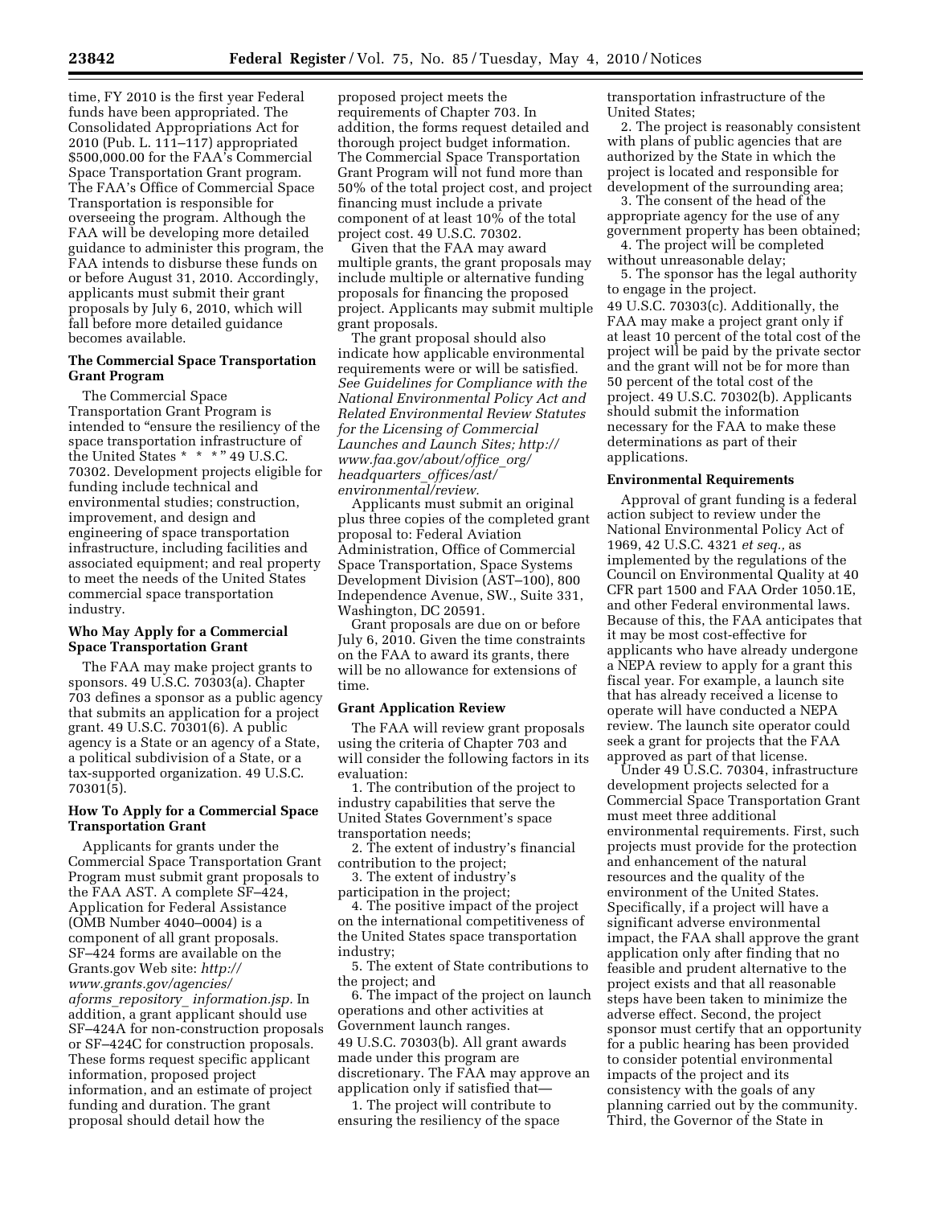time, FY 2010 is the first year Federal funds have been appropriated. The Consolidated Appropriations Act for 2010 (Pub. L. 111–117) appropriated $500,000.00 for the FAA's Commercial Space Transportation Grant program. The FAA's Office of Commercial Space Transportation is responsible for overseeing the program. Although the FAA will be developing more detailed guidance to administer this program, the FAA intends to disburse these funds on or before August 31, 2010. Accordingly, applicants must submit their grant proposals by July 6, 2010, which will fall before more detailed guidance becomes available.

**The Commercial Space Transportation Grant Program**

The Commercial Space Transportation Grant Program is intended to "ensure the resiliency of the space transportation infrastructure of the United States * * *" 49 U.S.C. 70302. Development projects eligible for funding include technical and environmental studies; construction, improvement, and design and engineering of space transportation infrastructure, including facilities and associated equipment; and real property to meet the needs of the United States commercial space transportation industry.

**Who May Apply for a Commercial Space Transportation Grant**

The FAA may make project grants to sponsors. 49 U.S.C. 70303(a). Chapter 703 defines a sponsor as a public agency that submits an application for a project grant. 49 U.S.C. 70301(6). A public agency is a State or an agency of a State, a political subdivision of a State, or a tax-supported organization. 49 U.S.C. 70301(5).

**How To Apply for a Commercial Space Transportation Grant**

Applicants for grants under the Commercial Space Transportation Grant Program must submit grant proposals to the FAA AST. A complete SF–424, Application for Federal Assistance (OMB Number 4040–0004) is a component of all grant proposals. SF–424 forms are available on the Grants.gov Web site: *http://www.grants.gov/agencies/aforms_repository_ information.jsp.* In addition, a grant applicant should use SF–424A for non-construction proposals or SF–424C for construction proposals. These forms request specific applicant information, proposed project information, and an estimate of project funding and duration. The grant proposal should detail how the proposed project meets the requirements of Chapter 703. In addition, the forms request detailed and thorough project budget information. The Commercial Space Transportation Grant Program will not fund more than 50% of the total project cost, and project financing must include a private component of at least 10% of the total project cost. 49 U.S.C. 70302.

Given that the FAA may award multiple grants, the grant proposals may include multiple or alternative funding proposals for financing the proposed project. Applicants may submit multiple grant proposals.

The grant proposal should also indicate how applicable environmental requirements were or will be satisfied. *See Guidelines for Compliance with the National Environmental Policy Act and Related Environmental Review Statutes for the Licensing of Commercial Launches and Launch Sites; http://www.faa.gov/about/office_org/headquarters_offices/ast/environmental/review.*

Applicants must submit an original plus three copies of the completed grant proposal to: Federal Aviation Administration, Office of Commercial Space Transportation, Space Systems Development Division (AST–100), 800 Independence Avenue, SW., Suite 331, Washington, DC 20591.

Grant proposals are due on or before July 6, 2010. Given the time constraints on the FAA to award its grants, there will be no allowance for extensions of time.

**Grant Application Review**

The FAA will review grant proposals using the criteria of Chapter 703 and will consider the following factors in its evaluation:

1. The contribution of the project to industry capabilities that serve the United States Government's space transportation needs;
2. The extent of industry's financial contribution to the project;
3. The extent of industry's participation in the project;
4. The positive impact of the project on the international competitiveness of the United States space transportation industry;
5. The extent of State contributions to the project; and
6. The impact of the project on launch operations and other activities at Government launch ranges.

49 U.S.C. 70303(b). All grant awards made under this program are discretionary. The FAA may approve an application only if satisfied that—

1. The project will contribute to ensuring the resiliency of the space transportation infrastructure of the United States;
2. The project is reasonably consistent with plans of public agencies that are authorized by the State in which the project is located and responsible for development of the surrounding area;
3. The consent of the head of the appropriate agency for the use of any government property has been obtained;
4. The project will be completed without unreasonable delay;
5. The sponsor has the legal authority to engage in the project.

49 U.S.C. 70303(c). Additionally, the FAA may make a project grant only if at least 10 percent of the total cost of the project will be paid by the private sector and the grant will not be for more than 50 percent of the total cost of the project. 49 U.S.C. 70302(b). Applicants should submit the information necessary for the FAA to make these determinations as part of their applications.

**Environmental Requirements**

Approval of grant funding is a federal action subject to review under the National Environmental Policy Act of 1969, 42 U.S.C. 4321 *et seq.,* as implemented by the regulations of the Council on Environmental Quality at 40 CFR part 1500 and FAA Order 1050.1E, and other Federal environmental laws. Because of this, the FAA anticipates that it may be most cost-effective for applicants who have already undergone a NEPA review to apply for a grant this fiscal year. For example, a launch site that has already received a license to operate will have conducted a NEPA review. The launch site operator could seek a grant for projects that the FAA approved as part of that license.

Under 49 U.S.C. 70304, infrastructure development projects selected for a Commercial Space Transportation Grant must meet three additional environmental requirements. First, such projects must provide for the protection and enhancement of the natural resources and the quality of the environment of the United States. Specifically, if a project will have a significant adverse environmental impact, the FAA shall approve the grant application only after finding that no feasible and prudent alternative to the project exists and that all reasonable steps have been taken to minimize the adverse effect. Second, the project sponsor must certify that an opportunity for a public hearing has been provided to consider potential environmental impacts of the project and its consistency with the goals of any planning carried out by the community. Third, the Governor of the State in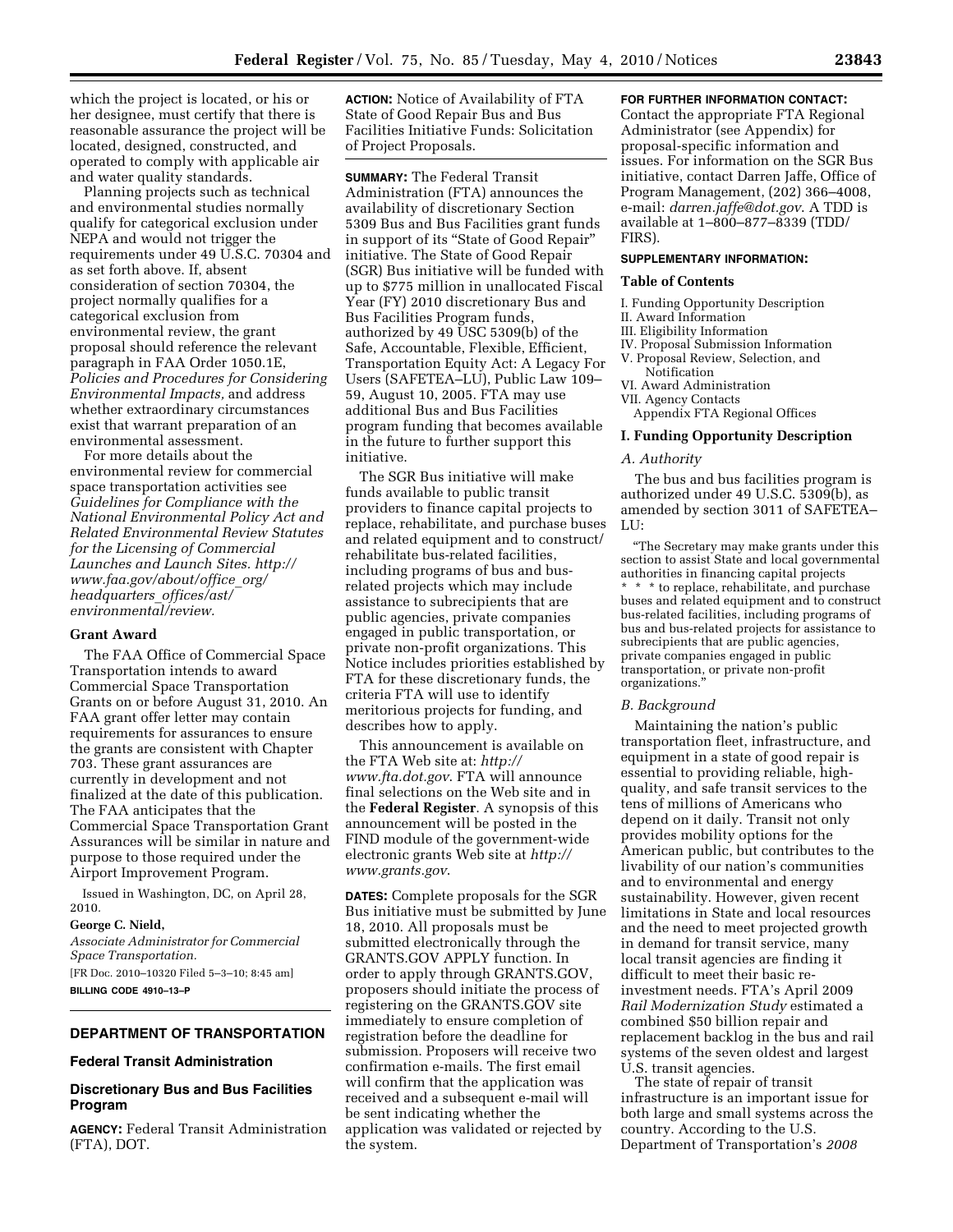which the project is located, or his or her designee, must certify that there is reasonable assurance the project will be located, designed, constructed, and operated to comply with applicable air and water quality standards.

Planning projects such as technical and environmental studies normally qualify for categorical exclusion under NEPA and would not trigger the requirements under 49 U.S.C. 70304 and as set forth above. If, absent consideration of section 70304, the project normally qualifies for a categorical exclusion from environmental review, the grant proposal should reference the relevant paragraph in FAA Order 1050.1E, *Policies and Procedures for Considering Environmental Impacts,* and address whether extraordinary circumstances exist that warrant preparation of an environmental assessment.

For more details about the environmental review for commercial space transportation activities see *Guidelines for Compliance with the National Environmental Policy Act and Related Environmental Review Statutes for the Licensing of Commercial Launches and Launch Sites. http://www.faa.gov/about/office_org/headquarters_offices/ast/environmental/review.*

## Grant Award

The FAA Office of Commercial Space Transportation intends to award Commercial Space Transportation Grants on or before August 31, 2010. An FAA grant offer letter may contain requirements for assurances to ensure the grants are consistent with Chapter 703. These grant assurances are currently in development and not finalized at the date of this publication. The FAA anticipates that the Commercial Space Transportation Grant Assurances will be similar in nature and purpose to those required under the Airport Improvement Program.

Issued in Washington, DC, on April 28, 2010.

**George C. Nield,**

*Associate Administrator for Commercial Space Transportation.*

[FR Doc. 2010–10320 Filed 5–3–10; 8:45 am]

**BILLING CODE 4910–13–P**

---

## DEPARTMENT OF TRANSPORTATION

### Federal Transit Administration

### Discretionary Bus and Bus Facilities Program

**AGENCY:** Federal Transit Administration (FTA), DOT.

**ACTION:** Notice of Availability of FTA State of Good Repair Bus and Bus Facilities Initiative Funds: Solicitation of Project Proposals.

**SUMMARY:** The Federal Transit Administration (FTA) announces the availability of discretionary Section 5309 Bus and Bus Facilities grant funds in support of its "State of Good Repair" initiative. The State of Good Repair (SGR) Bus initiative will be funded with up to $775 million in unallocated Fiscal Year (FY) 2010 discretionary Bus and Bus Facilities Program funds, authorized by 49 USC 5309(b) of the Safe, Accountable, Flexible, Efficient, Transportation Equity Act: A Legacy For Users (SAFETEA–LU), Public Law 109–59, August 10, 2005. FTA may use additional Bus and Bus Facilities program funding that becomes available in the future to further support this initiative.

The SGR Bus initiative will make funds available to public transit providers to finance capital projects to replace, rehabilitate, and purchase buses and related equipment and to construct/rehabilitate bus-related facilities, including programs of bus and bus-related projects which may include assistance to subrecipients that are public agencies, private companies engaged in public transportation, or private non-profit organizations. This Notice includes priorities established by FTA for these discretionary funds, the criteria FTA will use to identify meritorious projects for funding, and describes how to apply.

This announcement is available on the FTA Web site at: *http://www.fta.dot.gov*. FTA will announce final selections on the Web site and in the **Federal Register**. A synopsis of this announcement will be posted in the FIND module of the government-wide electronic grants Web site at *http://www.grants.gov*.

**DATES:** Complete proposals for the SGR Bus initiative must be submitted by June 18, 2010. All proposals must be submitted electronically through the GRANTS.GOV APPLY function. In order to apply through GRANTS.GOV, proposers should initiate the process of registering on the GRANTS.GOV site immediately to ensure completion of registration before the deadline for submission. Proposers will receive two confirmation e-mails. The first email will confirm that the application was received and a subsequent e-mail will be sent indicating whether the application was validated or rejected by the system.

**FOR FURTHER INFORMATION CONTACT:** Contact the appropriate FTA Regional Administrator (see Appendix) for proposal-specific information and issues. For information on the SGR Bus initiative, contact Darren Jaffe, Office of Program Management, (202) 366–4008, e-mail: *darren.jaffe@dot.gov*. A TDD is available at 1–800–877–8339 (TDD/FIRS).

**SUPPLEMENTARY INFORMATION:**

### Table of Contents

I. Funding Opportunity Description
II. Award Information
III. Eligibility Information
IV. Proposal Submission Information
V. Proposal Review, Selection, and Notification
VI. Award Administration
VII. Agency Contacts
Appendix FTA Regional Offices

## I. Funding Opportunity Description

### *A. Authority*

The bus and bus facilities program is authorized under 49 U.S.C. 5309(b), as amended by section 3011 of SAFETEA–LU:

> "The Secretary may make grants under this section to assist State and local governmental authorities in financing capital projects * * * to replace, rehabilitate, and purchase buses and related equipment and to construct bus-related facilities, including programs of bus and bus-related projects for assistance to subrecipients that are public agencies, private companies engaged in public transportation, or private non-profit organizations."

### *B. Background*

Maintaining the nation's public transportation fleet, infrastructure, and equipment in a state of good repair is essential to providing reliable, high-quality, and safe transit services to the tens of millions of Americans who depend on it daily. Transit not only provides mobility options for the American public, but contributes to the livability of our nation's communities and to environmental and energy sustainability. However, given recent limitations in State and local resources and the need to meet projected growth in demand for transit service, many local transit agencies are finding it difficult to meet their basic re-investment needs. FTA's April 2009 *Rail Modernization Study* estimated a combined $50 billion repair and replacement backlog in the bus and rail systems of the seven oldest and largest U.S. transit agencies.

The state of repair of transit infrastructure is an important issue for both large and small systems across the country. According to the U.S. Department of Transportation's *2008*